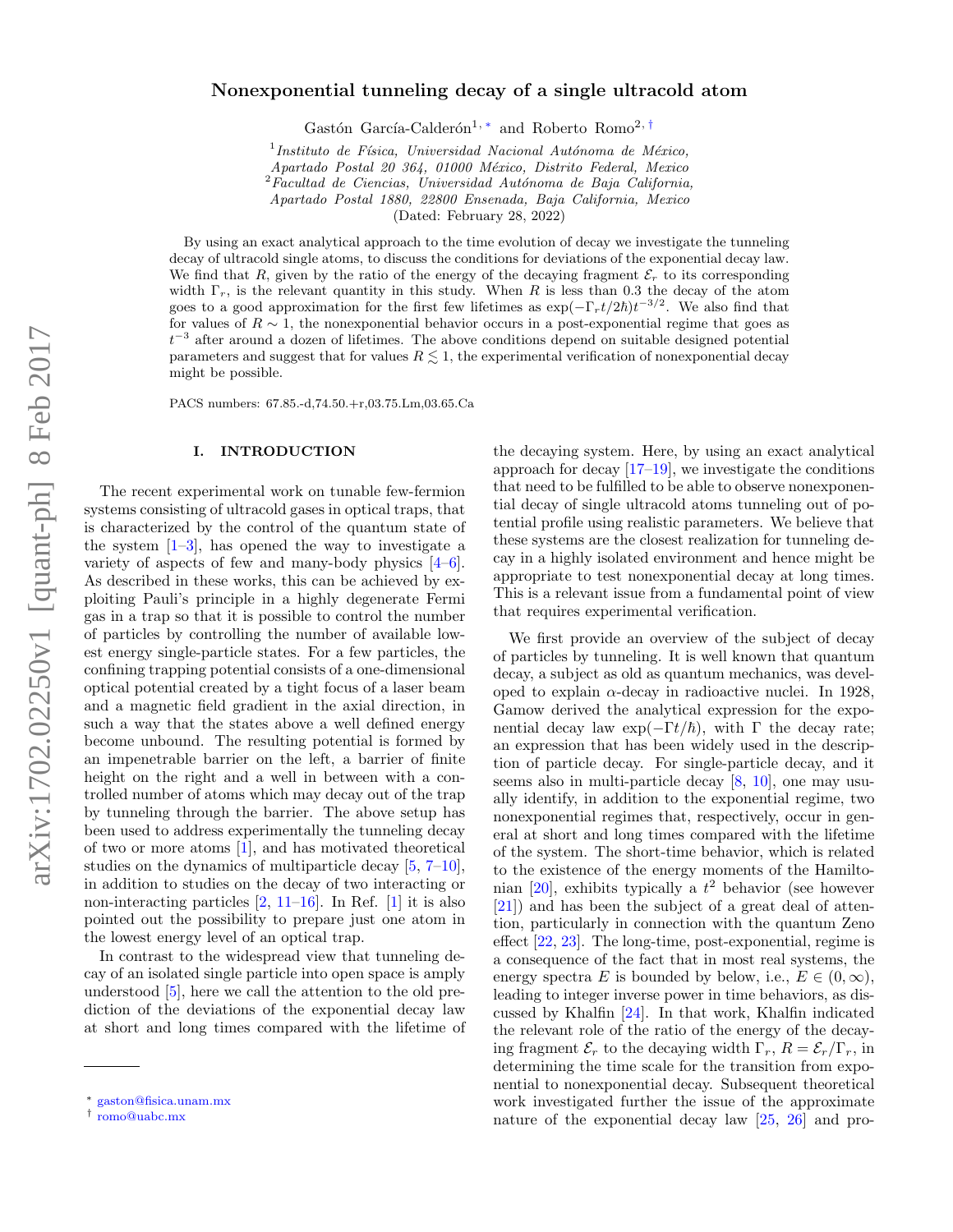# Nonexponential tunneling decay of a single ultracold atom

Gastón García-Calderón[1,*] and Roberto Romo[2,†]

[1] *Instituto de Física, Universidad Nacional Autónoma de México, Apartado Postal 20 364, 01000 México, Distrito Federal, Mexico*
[2] *Facultad de Ciencias, Universidad Autónoma de Baja California, Apartado Postal 1880, 22800 Ensenada, Baja California, Mexico*

(Dated: February 28, 2022)

By using an exact analytical approach to the time evolution of decay we investigate the tunneling decay of ultracold single atoms, to discuss the conditions for deviations of the exponential decay law. We find that $R$, given by the ratio of the energy of the decaying fragment $\mathcal{E}_r$ to its corresponding width $\Gamma_r$, is the relevant quantity in this study. When $R$ is less than 0.3 the decay of the atom goes to a good approximation for the first few lifetimes as $\exp(-\Gamma_r t/2\hbar)t^{-3/2}$. We also find that for values of $R \sim 1$, the nonexponential behavior occurs in a post-exponential regime that goes as $t^{-3}$ after around a dozen of lifetimes. The above conditions depend on suitable designed potential parameters and suggest that for values $R \lesssim 1$, the experimental verification of nonexponential decay might be possible.

PACS numbers: 67.85.-d,74.50.+r,03.75.Lm,03.65.Ca

## I. INTRODUCTION

The recent experimental work on tunable few-fermion systems consisting of ultracold gases in optical traps, that is characterized by the control of the quantum state of the system [1–3], has opened the way to investigate a variety of aspects of few and many-body physics [4–6]. As described in these works, this can be achieved by exploiting Pauli's principle in a highly degenerate Fermi gas in a trap so that it is possible to control the number of particles by controlling the number of available lowest energy single-particle states. For a few particles, the confining trapping potential consists of a one-dimensional optical potential created by a tight focus of a laser beam and a magnetic field gradient in the axial direction, in such a way that the states above a well defined energy become unbound. The resulting potential is formed by an impenetrable barrier on the left, a barrier of finite height on the right and a well in between with a controlled number of atoms which may decay out of the trap by tunneling through the barrier. The above setup has been used to address experimentally the tunneling decay of two or more atoms [1], and has motivated theoretical studies on the dynamics of multiparticle decay [5, 7–10], in addition to studies on the decay of two interacting or non-interacting particles [2, 11–16]. In Ref. [1] it is also pointed out the possibility to prepare just one atom in the lowest energy level of an optical trap.

In contrast to the widespread view that tunneling decay of an isolated single particle into open space is amply understood [5], here we call the attention to the old prediction of the deviations of the exponential decay law at short and long times compared with the lifetime of the decaying system. Here, by using an exact analytical approach for decay [17–19], we investigate the conditions that need to be fulfilled to be able to observe nonexponential decay of single ultracold atoms tunneling out of potential profile using realistic parameters. We believe that these systems are the closest realization for tunneling decay in a highly isolated environment and hence might be appropriate to test nonexponential decay at long times. This is a relevant issue from a fundamental point of view that requires experimental verification.

We first provide an overview of the subject of decay of particles by tunneling. It is well known that quantum decay, a subject as old as quantum mechanics, was developed to explain $\alpha$-decay in radioactive nuclei. In 1928, Gamow derived the analytical expression for the exponential decay law $\exp(-\Gamma t/\hbar)$, with $\Gamma$ the decay rate; an expression that has been widely used in the description of particle decay. For single-particle decay, and it seems also in multi-particle decay [8, 10], one may usually identify, in addition to the exponential regime, two nonexponential regimes that, respectively, occur in general at short and long times compared with the lifetime of the system. The short-time behavior, which is related to the existence of the energy moments of the Hamiltonian [20], exhibits typically a $t^2$ behavior (see however [21]) and has been the subject of a great deal of attention, particularly in connection with the quantum Zeno effect [22, 23]. The long-time, post-exponential, regime is a consequence of the fact that in most real systems, the energy spectra $E$ is bounded by below, i.e., $E \in (0, \infty)$, leading to integer inverse power in time behaviors, as discussed by Khalfin [24]. In that work, Khalfin indicated the relevant role of the ratio of the energy of the decaying fragment $\mathcal{E}_r$ to the decaying width $\Gamma_r$, $R = \mathcal{E}_r/\Gamma_r$, in determining the time scale for the transition from exponential to nonexponential decay. Subsequent theoretical work investigated further the issue of the approximate nature of the exponential decay law [25, 26] and pro-

---

* gaston@fisica.unam.mx
† romo@uabc.mx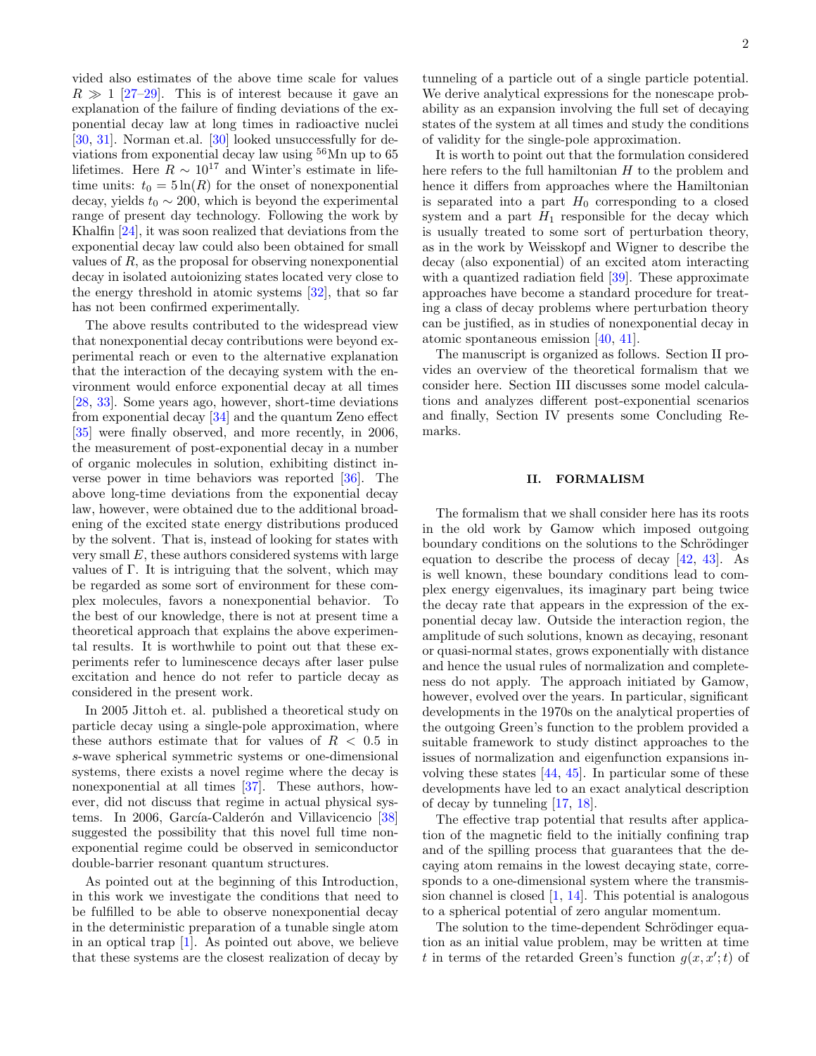vided also estimates of the above time scale for values $R \gg 1$ [27–29]. This is of interest because it gave an explanation of the failure of finding deviations of the exponential decay law at long times in radioactive nuclei [30, 31]. Norman et.al. [30] looked unsuccessfully for deviations from exponential decay law using $^{56}$Mn up to 65 lifetimes. Here $R \sim 10^{17}$ and Winter's estimate in lifetime units: $t_0 = 5\ln(R)$ for the onset of nonexponential decay, yields $t_0 \sim 200$, which is beyond the experimental range of present day technology. Following the work by Khalfin [24], it was soon realized that deviations from the exponential decay law could also been obtained for small values of $R$, as the proposal for observing nonexponential decay in isolated autoionizing states located very close to the energy threshold in atomic systems [32], that so far has not been confirmed experimentally.

The above results contributed to the widespread view that nonexponential decay contributions were beyond experimental reach or even to the alternative explanation that the interaction of the decaying system with the environment would enforce exponential decay at all times [28, 33]. Some years ago, however, short-time deviations from exponential decay [34] and the quantum Zeno effect [35] were finally observed, and more recently, in 2006, the measurement of post-exponential decay in a number of organic molecules in solution, exhibiting distinct inverse power in time behaviors was reported [36]. The above long-time deviations from the exponential decay law, however, were obtained due to the additional broadening of the excited state energy distributions produced by the solvent. That is, instead of looking for states with very small $E$, these authors considered systems with large values of $\Gamma$. It is intriguing that the solvent, which may be regarded as some sort of environment for these complex molecules, favors a nonexponential behavior. To the best of our knowledge, there is not at present time a theoretical approach that explains the above experimental results. It is worthwhile to point out that these experiments refer to luminescence decays after laser pulse excitation and hence do not refer to particle decay as considered in the present work.

In 2005 Jittoh et. al. published a theoretical study on particle decay using a single-pole approximation, where these authors estimate that for values of $R < 0.5$ in $s$-wave spherical symmetric systems or one-dimensional systems, there exists a novel regime where the decay is nonexponential at all times [37]. These authors, however, did not discuss that regime in actual physical systems. In 2006, García-Calderón and Villavicencio [38] suggested the possibility that this novel full time nonexponential regime could be observed in semiconductor double-barrier resonant quantum structures.

As pointed out at the beginning of this Introduction, in this work we investigate the conditions that need to be fulfilled to be able to observe nonexponential decay in the deterministic preparation of a tunable single atom in an optical trap [1]. As pointed out above, we believe that these systems are the closest realization of decay by tunneling of a particle out of a single particle potential. We derive analytical expressions for the nonescape probability as an expansion involving the full set of decaying states of the system at all times and study the conditions of validity for the single-pole approximation.

It is worth to point out that the formulation considered here refers to the full hamiltonian $H$ to the problem and hence it differs from approaches where the Hamiltonian is separated into a part $H_0$ corresponding to a closed system and a part $H_1$ responsible for the decay which is usually treated to some sort of perturbation theory, as in the work by Weisskopf and Wigner to describe the decay (also exponential) of an excited atom interacting with a quantized radiation field [39]. These approximate approaches have become a standard procedure for treating a class of decay problems where perturbation theory can be justified, as in studies of nonexponential decay in atomic spontaneous emission [40, 41].

The manuscript is organized as follows. Section II provides an overview of the theoretical formalism that we consider here. Section III discusses some model calculations and analyzes different post-exponential scenarios and finally, Section IV presents some Concluding Remarks.

## II. FORMALISM

The formalism that we shall consider here has its roots in the old work by Gamow which imposed outgoing boundary conditions on the solutions to the Schrödinger equation to describe the process of decay [42, 43]. As is well known, these boundary conditions lead to complex energy eigenvalues, its imaginary part being twice the decay rate that appears in the expression of the exponential decay law. Outside the interaction region, the amplitude of such solutions, known as decaying, resonant or quasi-normal states, grows exponentially with distance and hence the usual rules of normalization and completeness do not apply. The approach initiated by Gamow, however, evolved over the years. In particular, significant developments in the 1970s on the analytical properties of the outgoing Green's function to the problem provided a suitable framework to study distinct approaches to the issues of normalization and eigenfunction expansions involving these states [44, 45]. In particular some of these developments have led to an exact analytical description of decay by tunneling [17, 18].

The effective trap potential that results after application of the magnetic field to the initially confining trap and of the spilling process that guarantees that the decaying atom remains in the lowest decaying state, corresponds to a one-dimensional system where the transmission channel is closed [1, 14]. This potential is analogous to a spherical potential of zero angular momentum.

The solution to the time-dependent Schrödinger equation as an initial value problem, may be written at time $t$ in terms of the retarded Green's function $g(x, x'; t)$ of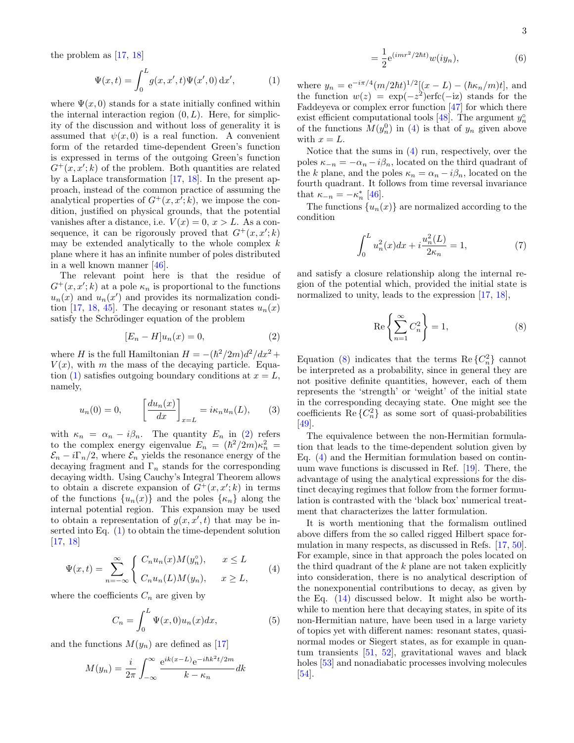the problem as [17, 18]

$$\Psi(x,t) = \int_0^L g(x,x',t)\Psi(x',0)\,\mathrm{d}x', \tag{1}$$

where $\Psi(x,0)$ stands for a state initially confined within the internal interaction region $(0,L)$. Here, for simplicity of the discussion and without loss of generality it is assumed that $\psi(x,0)$ is a real function. A convenient form of the retarded time-dependent Green's function is expressed in terms of the outgoing Green's function $G^+(x,x';k)$ of the problem. Both quantities are related by a Laplace transformation [17, 18]. In the present approach, instead of the common practice of assuming the analytical properties of $G^+(x,x';k)$, we impose the condition, justified on physical grounds, that the potential vanishes after a distance, i.e. $V(x)=0$, $x>L$. As a consequence, it can be rigorously proved that $G^+(x,x';k)$ may be extended analytically to the whole complex $k$ plane where it has an infinite number of poles distributed in a well known manner [46].

The relevant point here is that the residue of $G^+(x,x';k)$ at a pole $\kappa_n$ is proportional to the functions $u_n(x)$ and $u_n(x')$ and provides its normalization condition [17, 18, 45]. The decaying or resonant states $u_n(x)$ satisfy the Schrödinger equation of the problem

$$[E_n - H]u_n(x) = 0, \tag{2}$$

where $H$ is the full Hamiltonian $H = -(\hbar^2/2m)d^2/dx^2 + V(x)$, with $m$ the mass of the decaying particle. Equation (1) satisfies outgoing boundary conditions at $x=L$, namely,

$$u_n(0) = 0, \qquad \left[\frac{du_n(x)}{dx}\right]_{x=L} = i\kappa_n u_n(L), \tag{3}$$

with $\kappa_n = \alpha_n - i\beta_n$. The quantity $E_n$ in (2) refers to the complex energy eigenvalue $E_n = (\hbar^2/2m)\kappa_n^2 = \mathcal{E}_n - i\Gamma_n/2$, where $\mathcal{E}_n$ yields the resonance energy of the decaying fragment and $\Gamma_n$ stands for the corresponding decaying width. Using Cauchy's Integral Theorem allows to obtain a discrete expansion of $G^+(x,x';k)$ in terms of the functions $\{u_n(x)\}$ and the poles $\{\kappa_n\}$ along the internal potential region. This expansion may be used to obtain a representation of $g(x,x',t)$ that may be inserted into Eq. (1) to obtain the time-dependent solution [17, 18]

$$\Psi(x,t) = \sum_{n=-\infty}^{\infty} \left\{ \begin{array}{ll} C_n u_n(x) M(y_n^\circ), & x \le L \\ C_n u_n(L) M(y_n), & x \ge L, \end{array} \right. \tag{4}$$

where the coefficients $C_n$ are given by

$$C_n = \int_0^L \Psi(x,0) u_n(x) dx, \tag{5}$$

and the functions $M(y_n)$ are defined as [17]

$$M(y_n) = \frac{i}{2\pi}\int_{-\infty}^{\infty} \frac{\mathrm{e}^{ik(x-L)}\mathrm{e}^{-i\hbar k^2 t/2m}}{k-\kappa_n}dk$$

$$= \frac{1}{2}\mathrm{e}^{(imr^2/2\hbar t)}w(iy_n), \tag{6}$$

where $y_n = \mathrm{e}^{-i\pi/4}(m/2\hbar t)^{1/2}[(x-L)-(\hbar\kappa_n/m)t]$, and the function $w(z) = \exp(-z^2)\mathrm{erfc}(-\mathrm{i}z)$ stands for the Faddeyeva or complex error function [47] for which there exist efficient computational tools [48]. The argument $y_n^\circ$ of the functions $M(y_n^0)$ in (4) is that of $y_n$ given above with $x=L$.

Notice that the sums in (4) run, respectively, over the poles $\kappa_{-n} = -\alpha_n - i\beta_n$, located on the third quadrant of the $k$ plane, and the poles $\kappa_n = \alpha_n - i\beta_n$, located on the fourth quadrant. It follows from time reversal invariance that $\kappa_{-n} = -\kappa_n^*$ [46].

The functions $\{u_n(x)\}$ are normalized according to the condition

$$\int_0^L u_n^2(x)dx + i\frac{u_n^2(L)}{2\kappa_n} = 1, \tag{7}$$

and satisfy a closure relationship along the internal region of the potential which, provided the initial state is normalized to unity, leads to the expression [17, 18],

$$\mathrm{Re}\left\{\sum_{n=1}^{\infty} C_n^2\right\} = 1, \tag{8}$$

Equation (8) indicates that the terms $\mathrm{Re}\{C_n^2\}$ cannot be interpreted as a probability, since in general they are not positive definite quantities, however, each of them represents the 'strength' or 'weight' of the initial state in the corresponding decaying state. One might see the coefficients $\mathrm{Re}\{C_n^2\}$ as some sort of quasi-probabilities [49].

The equivalence between the non-Hermitian formulation that leads to the time-dependent solution given by Eq. (4) and the Hermitian formulation based on continuum wave functions is discussed in Ref. [19]. There, the advantage of using the analytical expressions for the distinct decaying regimes that follow from the former formulation is contrasted with the 'black box' numerical treatment that characterizes the latter formulation.

It is worth mentioning that the formalism outlined above differs from the so called rigged Hilbert space formulation in many respects, as discussed in Refs. [17, 50]. For example, since in that approach the poles located on the third quadrant of the $k$ plane are not taken explicitly into consideration, there is no analytical description of the nonexponential contributions to decay, as given by the Eq. (14) discussed below. It might also be worthwhile to mention here that decaying states, in spite of its non-Hermitian nature, have been used in a large variety of topics yet with different names: resonant states, quasinormal modes or Siegert states, as for example in quantum transients [51, 52], gravitational waves and black holes [53] and nonadiabatic processes involving molecules [54].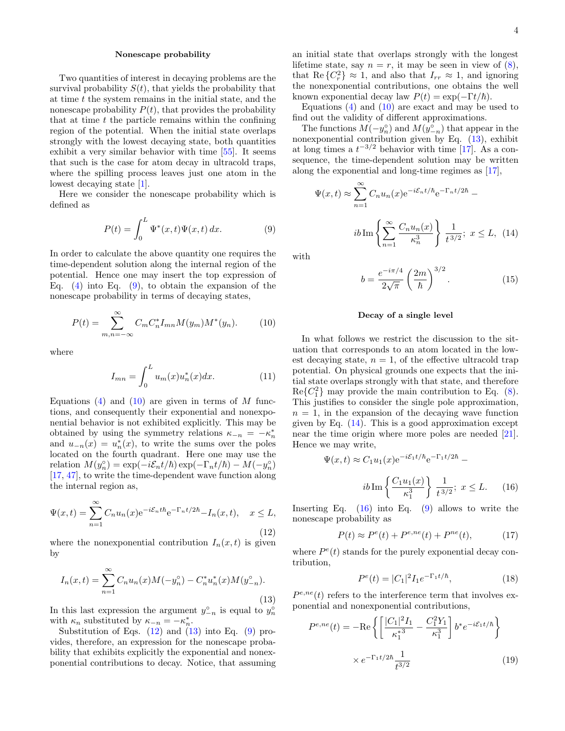### Nonescape probability

Two quantities of interest in decaying problems are the survival probability $S(t)$, that yields the probability that at time $t$ the system remains in the initial state, and the nonescape probability $P(t)$, that provides the probability that at time $t$ the particle remains within the confining region of the potential. When the initial state overlaps strongly with the lowest decaying state, both quantities exhibit a very similar behavior with time [55]. It seems that such is the case for atom decay in ultracold traps, where the spilling process leaves just one atom in the lowest decaying state [1].

Here we consider the nonescape probability which is defined as

$$P(t)=\int_0^L \Psi^*(x,t)\Psi(x,t)\,dx. \tag{9}$$

In order to calculate the above quantity one requires the time-dependent solution along the internal region of the potential. Hence one may insert the top expression of Eq. (4) into Eq. (9), to obtain the expansion of the nonescape probability in terms of decaying states,

$$P(t)=\sum_{m,n=-\infty}^{\infty} C_mC_n^* I_{mn} M(y_m)M^*(y_n). \tag{10}$$

where

$$I_{mn}=\int_0^L u_m(x)u_n^*(x)dx. \tag{11}$$

Equations (4) and (10) are given in terms of $M$ functions, and consequently their exponential and nonexponential behavior is not exhibited explicitly. This may be obtained by using the symmetry relations $\kappa_{-n}=-\kappa_n^*$ and $u_{-n}(x)=u_n^*(x)$, to write the sums over the poles located on the fourth quadrant. Here one may use the relation $M(y_n^\circ)=\exp(-i\mathcal{E}_n t/\hbar)\exp(-\Gamma_n t/\hbar)-M(-y_n^\circ)$ [17, 47], to write the time-dependent wave function along the internal region as,

$$\Psi(x,t)=\sum_{n=1}^{\infty} C_n u_n(x) \mathrm{e}^{-i\mathcal{E}_n t \hbar}\mathrm{e}^{-\Gamma_n t/2\hbar} - I_n(x,t), \quad x\le L, \tag{12}$$

where the nonexponential contribution $I_n(x,t)$ is given by

$$I_n(x,t)=\sum_{n=1}^{\infty} C_n u_n(x) M(-y_n^\circ) - C_n^* u_n^*(x) M(y_{-n}^\circ). \tag{13}$$

In this last expression the argument $y_{-n}^\circ$ is equal to $y_n^\circ$ with $\kappa_n$ substituted by $\kappa_{-n}=-\kappa_n^*$.

Substitution of Eqs. (12) and (13) into Eq. (9) provides, therefore, an expression for the nonescape probability that exhibits explicitly the exponential and nonexponential contributions to decay. Notice, that assuming an initial state that overlaps strongly with the longest lifetime state, say $n=r$, it may be seen in view of (8), that $\mathrm{Re}\{C_r^2\}\approx 1$, and also that $I_{rr}\approx 1$, and ignoring the nonexponential contributions, one obtains the well known exponential decay law $P(t)=\exp(-\Gamma t/\hbar)$.

Equations (4) and (10) are exact and may be used to find out the validity of different approximations.

The functions $M(-y_n^\circ)$ and $M(y_{-n}^\circ)$ that appear in the nonexponential contribution given by Eq. (13), exhibit at long times a $t^{-3/2}$ behavior with time [17]. As a consequence, the time-dependent solution may be written along the exponential and long-time regimes as [17],

$$\Psi(x,t)\approx \sum_{n=1}^{\infty} C_n u_n(x)\mathrm{e}^{-i\mathcal{E}_n t/\hbar}\mathrm{e}^{-\Gamma_n t/2\hbar} - ib\,\mathrm{Im}\left\{\sum_{n=1}^{\infty}\frac{C_n u_n(x)}{\kappa_n^3}\right\}\frac{1}{t^{3/2}};\ x\le L, \tag{14}$$

with

$$b=\frac{e^{-i\pi/4}}{2\sqrt{\pi}}\left(\frac{2m}{\hbar}\right)^{3/2}. \tag{15}$$

### Decay of a single level

In what follows we restrict the discussion to the situation that corresponds to an atom located in the lowest decaying state, $n=1$, of the effective ultracold trap potential. On physical grounds one expects that the initial state overlaps strongly with that state, and therefore $\mathrm{Re}\{C_1^2\}$ may provide the main contribution to Eq. (8). This justifies to consider the single pole approximation, $n=1$, in the expansion of the decaying wave function given by Eq. (14). This is a good approximation except near the time origin where more poles are needed [21]. Hence we may write,

$$\Psi(x,t)\approx C_1 u_1(x)\mathrm{e}^{-i\mathcal{E}_1 t/\hbar}\mathrm{e}^{-\Gamma_1 t/2\hbar} - ib\,\mathrm{Im}\left\{\frac{C_1 u_1(x)}{\kappa_1^3}\right\}\frac{1}{t^{3/2}};\ x\le L. \tag{16}$$

Inserting Eq. (16) into Eq. (9) allows to write the nonescape probability as

$$P(t)\approx P^e(t)+P^{e,ne}(t)+P^{ne}(t), \tag{17}$$

where $P^e(t)$ stands for the purely exponential decay contribution,

$$P^e(t)=|C_1|^2 I_1 e^{-\Gamma_1 t/\hbar}, \tag{18}$$

$P^{e,ne}(t)$ refers to the interference term that involves exponential and nonexponential contributions,

$$P^{e,ne}(t)=-\mathrm{Re}\left\{\left[\frac{|C_1|^2 I_1}{\kappa_1^{*3}}-\frac{C_1^2 Y_1}{\kappa_1^3}\right] b^* e^{-i\mathcal{E}_1 t/\hbar}\right\} \times e^{-\Gamma_1 t/2\hbar}\frac{1}{t^{3/2}} \tag{19}$$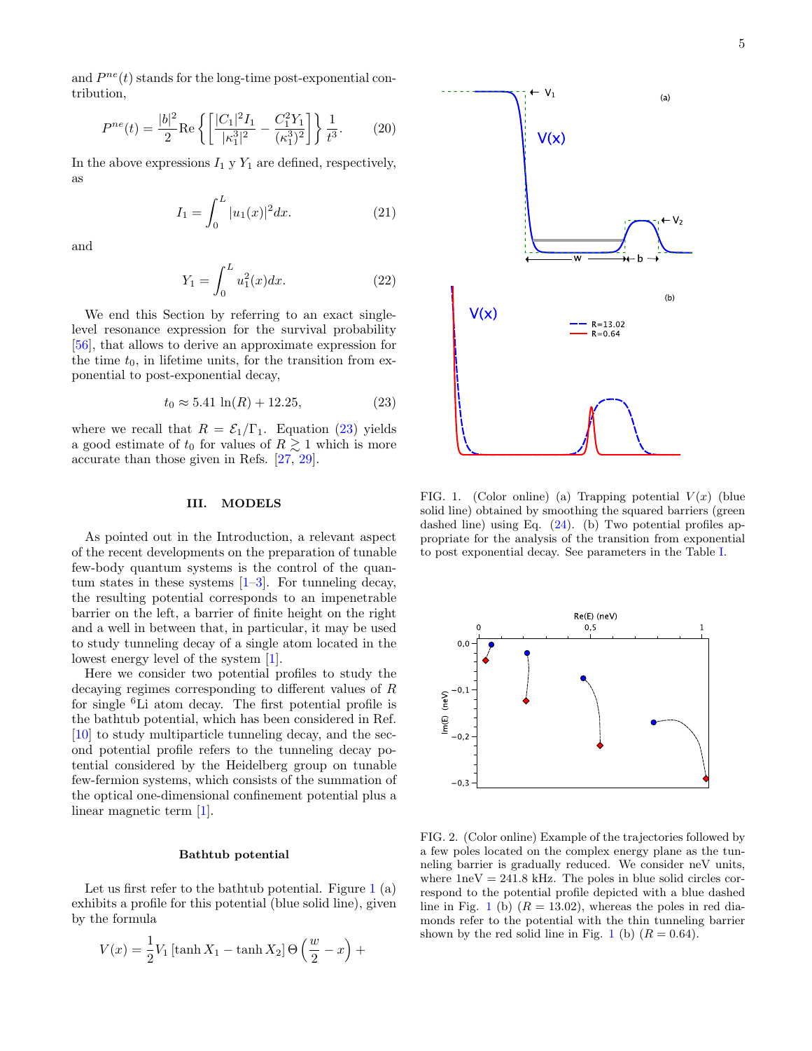and $P^{ne}(t)$ stands for the long-time post-exponential contribution,

$$P^{ne}(t) = \frac{|b|^2}{2} \mathrm{Re} \left\{ \left[ \frac{|C_1|^2 I_1}{|\kappa_1^3|^2} - \frac{C_1^2 Y_1}{(\kappa_1^3)^2} \right] \right\} \frac{1}{t^3}. \tag{20}$$

In the above expressions $I_1$ y $Y_1$ are defined, respectively, as

$$I_1 = \int_0^L |u_1(x)|^2 dx. \tag{21}$$

and

$$Y_1 = \int_0^L u_1^2(x) dx. \tag{22}$$

We end this Section by referring to an exact single-level resonance expression for the survival probability [56], that allows to derive an approximate expression for the time $t_0$, in lifetime units, for the transition from exponential to post-exponential decay,

$$t_0 \approx 5.41 \ln(R) + 12.25, \tag{23}$$

where we recall that $R = \mathcal{E}_1/\Gamma_1$. Equation (23) yields a good estimate of $t_0$ for values of $R \gtrsim 1$ which is more accurate than those given in Refs. [27, 29].

## III. MODELS

As pointed out in the Introduction, a relevant aspect of the recent developments on the preparation of tunable few-body quantum systems is the control of the quantum states in these systems [1–3]. For tunneling decay, the resulting potential corresponds to an impenetrable barrier on the left, a barrier of finite height on the right and a well in between that, in particular, it may be used to study tunneling decay of a single atom located in the lowest energy level of the system [1].

Here we consider two potential profiles to study the decaying regimes corresponding to different values of $R$ for single $^6$Li atom decay. The first potential profile is the bathtub potential, which has been considered in Ref. [10] to study multiparticle tunneling decay, and the second potential profile refers to the tunneling decay potential considered by the Heidelberg group on tunable few-fermion systems, which consists of the summation of the optical one-dimensional confinement potential plus a linear magnetic term [1].

### Bathtub potential

Let us first refer to the bathtub potential. Figure 1 (a) exhibits a profile for this potential (blue solid line), given by the formula

$$V(x) = \frac{1}{2} V_1 \left[\tanh X_1 - \tanh X_2\right] \Theta\left(\frac{w}{2} - x\right) +$$

FIG. 1. (Color online) (a) Trapping potential $V(x)$ (blue solid line) obtained by smoothing the squared barriers (green dashed line) using Eq. (24). (b) Two potential profiles appropriate for the analysis of the transition from exponential to post exponential decay. See parameters in the Table I.

FIG. 2. (Color online) Example of the trajectories followed by a few poles located on the complex energy plane as the tunneling barrier is gradually reduced. We consider neV units, where 1neV = 241.8 kHz. The poles in blue solid circles correspond to the potential profile depicted with a blue dashed line in Fig. 1 (b) ($R = 13.02$), whereas the poles in red diamonds refer to the potential with the thin tunneling barrier shown by the red solid line in Fig. 1 (b) ($R = 0.64$).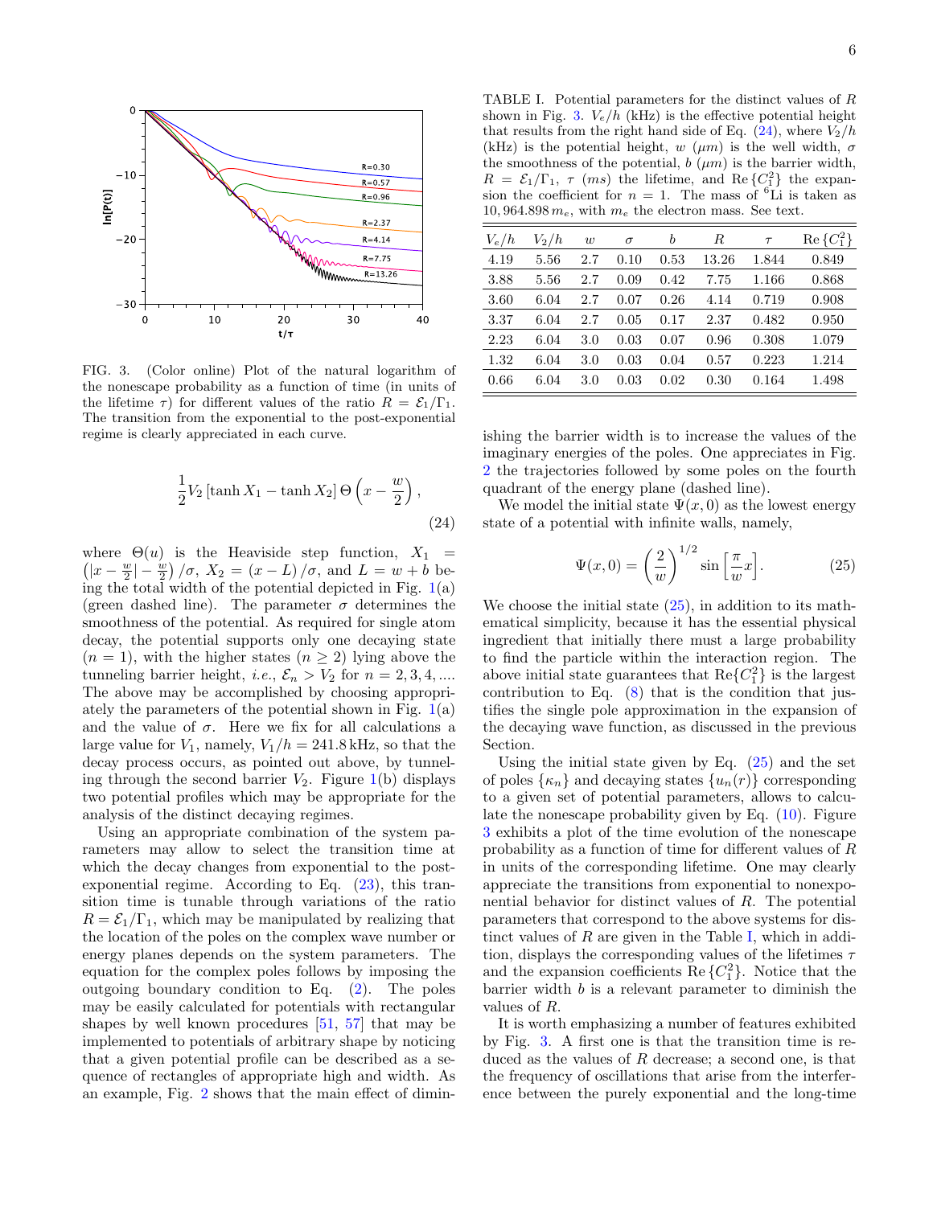FIG. 3. (Color online) Plot of the natural logarithm of the nonescape probability as a function of time (in units of the lifetime $\tau$) for different values of the ratio $R = \mathcal{E}_1/\Gamma_1$. The transition from the exponential to the post-exponential regime is clearly appreciated in each curve.

$$\frac{1}{2} V_2 \left[\tanh X_1 - \tanh X_2\right] \Theta\left(x - \frac{w}{2}\right), \tag{24}$$

where $\Theta(u)$ is the Heaviside step function, $X_1 = \left(|x - \frac{w}{2}| - \frac{w}{2}\right)/\sigma$, $X_2 = (x - L)/\sigma$, and $L = w + b$ being the total width of the potential depicted in Fig. 1(a) (green dashed line). The parameter $\sigma$ determines the smoothness of the potential. As required for single atom decay, the potential supports only one decaying state ($n = 1$), with the higher states ($n \geq 2$) lying above the tunneling barrier height, *i.e.*, $\mathcal{E}_n > V_2$ for $n = 2, 3, 4, \ldots$. The above may be accomplished by choosing appropriately the parameters of the potential shown in Fig. 1(a) and the value of $\sigma$. Here we fix for all calculations a large value for $V_1$, namely, $V_1/h = 241.8$ kHz, so that the decay process occurs, as pointed out above, by tunneling through the second barrier $V_2$. Figure 1(b) displays two potential profiles which may be appropriate for the analysis of the distinct decaying regimes.

Using an appropriate combination of the system parameters may allow to select the transition time at which the decay changes from exponential to the post-exponential regime. According to Eq. (23), this transition time is tunable through variations of the ratio $R = \mathcal{E}_1/\Gamma_1$, which may be manipulated by realizing that the location of the poles on the complex wave number or energy planes depends on the system parameters. The equation for the complex poles follows by imposing the outgoing boundary condition to Eq. (2). The poles may be easily calculated for potentials with rectangular shapes by well known procedures [51, 57] that may be implemented to potentials of arbitrary shape by noticing that a given potential profile can be described as a sequence of rectangles of appropriate high and width. As an example, Fig. 2 shows that the main effect of diminishing the barrier width is to increase the values of the imaginary energies of the poles. One appreciates in Fig. 2 the trajectories followed by some poles on the fourth quadrant of the energy plane (dashed line).

TABLE I. Potential parameters for the distinct values of $R$ shown in Fig. 3. $V_e/h$ (kHz) is the effective potential height that results from the right hand side of Eq. (24), where $V_2/h$ (kHz) is the potential height, $w$ ($\mu m$) is the well width, $\sigma$ the smoothness of the potential, $b$ ($\mu m$) is the barrier width, $R = \mathcal{E}_1/\Gamma_1$, $\tau$ ($ms$) the lifetime, and $\mathrm{Re}\{C_1^2\}$ the expansion the coefficient for $n = 1$. The mass of $^6$Li is taken as $10,964.898\, m_e$, with $m_e$ the electron mass. See text.

| $V_e/h$ | $V_2/h$ | $w$ | $\sigma$ | $b$ | $R$ | $\tau$ | $\mathrm{Re}\{C_1^2\}$ |
|---|---|---|---|---|---|---|---|
| 4.19 | 5.56 | 2.7 | 0.10 | 0.53 | 13.26 | 1.844 | 0.849 |
| 3.88 | 5.56 | 2.7 | 0.09 | 0.42 | 7.75 | 1.166 | 0.868 |
| 3.60 | 6.04 | 2.7 | 0.07 | 0.26 | 4.14 | 0.719 | 0.908 |
| 3.37 | 6.04 | 2.7 | 0.05 | 0.17 | 2.37 | 0.482 | 0.950 |
| 2.23 | 6.04 | 3.0 | 0.03 | 0.07 | 0.96 | 0.308 | 1.079 |
| 1.32 | 6.04 | 3.0 | 0.03 | 0.04 | 0.57 | 0.223 | 1.214 |
| 0.66 | 6.04 | 3.0 | 0.03 | 0.02 | 0.30 | 0.164 | 1.498 |

We model the initial state $\Psi(x, 0)$ as the lowest energy state of a potential with infinite walls, namely,

$$\Psi(x, 0) = \left(\frac{2}{w}\right)^{1/2} \sin\left[\frac{\pi}{w} x\right]. \tag{25}$$

We choose the initial state (25), in addition to its mathematical simplicity, because it has the essential physical ingredient that initially there must a large probability to find the particle within the interaction region. The above initial state guarantees that $\mathrm{Re}\{C_1^2\}$ is the largest contribution to Eq. (8) that is the condition that justifies the single pole approximation in the expansion of the decaying wave function, as discussed in the previous Section.

Using the initial state given by Eq. (25) and the set of poles $\{\kappa_n\}$ and decaying states $\{u_n(r)\}$ corresponding to a given set of potential parameters, allows to calculate the nonescape probability given by Eq. (10). Figure 3 exhibits a plot of the time evolution of the nonescape probability as a function of time for different values of $R$ in units of the corresponding lifetime. One may clearly appreciate the transitions from exponential to nonexponential behavior for distinct values of $R$. The potential parameters that correspond to the above systems for distinct values of $R$ are given in the Table I, which in addition, displays the corresponding values of the lifetimes $\tau$ and the expansion coefficients $\mathrm{Re}\{C_1^2\}$. Notice that the barrier width $b$ is a relevant parameter to diminish the values of $R$.

It is worth emphasizing a number of features exhibited by Fig. 3. A first one is that the transition time is reduced as the values of $R$ decrease; a second one, is that the frequency of oscillations that arise from the interference between the purely exponential and the long-time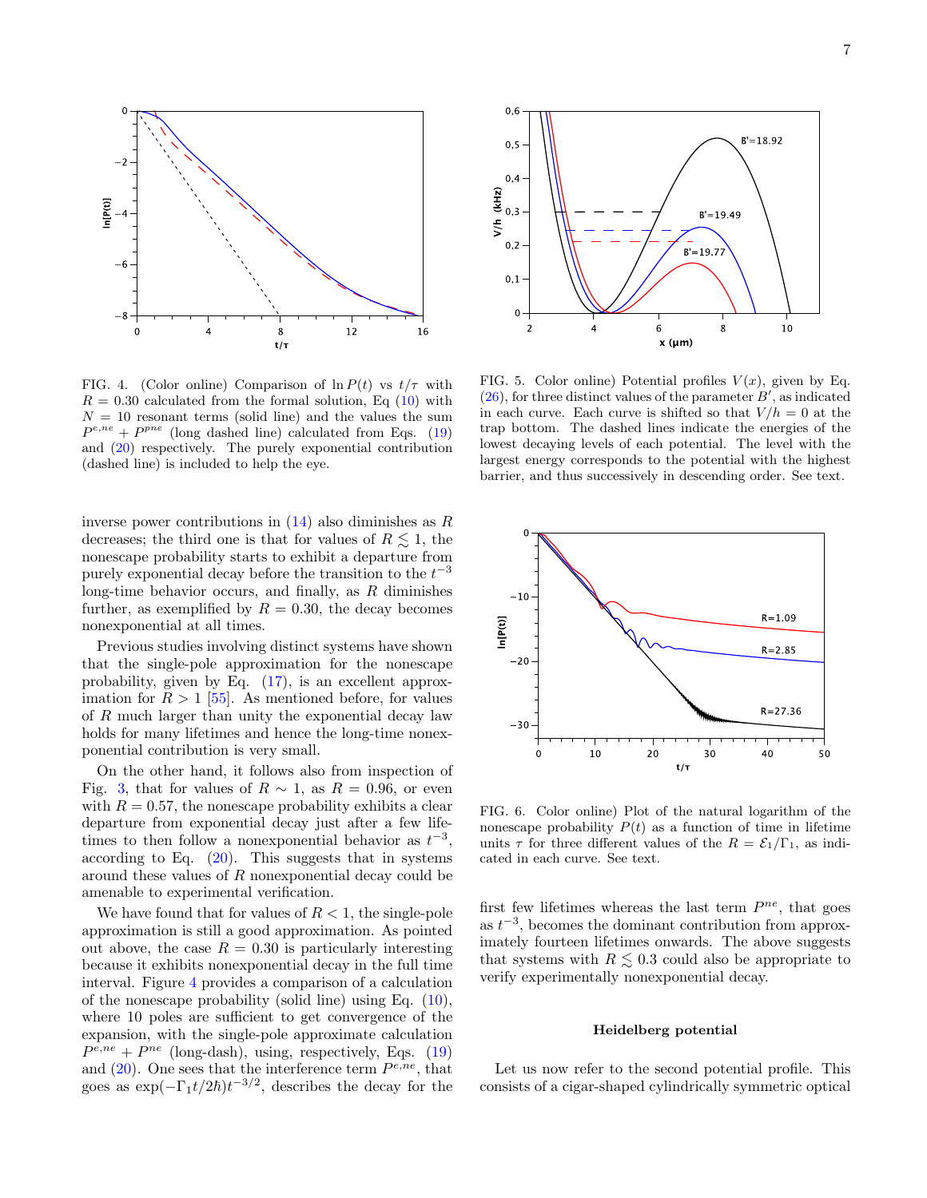FIG. 4. (Color online) Comparison of $\ln P(t)$ vs $t/\tau$ with $R = 0.30$ calculated from the formal solution, Eq (10) with $N = 10$ resonant terms (solid line) and the values the sum $P^{e,ne} + P^{pne}$ (long dashed line) calculated from Eqs. (19) and (20) respectively. The purely exponential contribution (dashed line) is included to help the eye.

FIG. 5. Color online) Potential profiles $V(x)$, given by Eq. (26), for three distinct values of the parameter $B'$, as indicated in each curve. Each curve is shifted so that $V/h = 0$ at the trap bottom. The dashed lines indicate the energies of the lowest decaying levels of each potential. The level with the largest energy corresponds to the potential with the highest barrier, and thus successively in descending order. See text.

inverse power contributions in (14) also diminishes as $R$ decreases; the third one is that for values of $R \lesssim 1$, the nonescape probability starts to exhibit a departure from purely exponential decay before the transition to the $t^{-3}$ long-time behavior occurs, and finally, as $R$ diminishes further, as exemplified by $R = 0.30$, the decay becomes nonexponential at all times.

Previous studies involving distinct systems have shown that the single-pole approximation for the nonescape probability, given by Eq. (17), is an excellent approximation for $R > 1$ [55]. As mentioned before, for values of $R$ much larger than unity the exponential decay law holds for many lifetimes and hence the long-time nonexponential contribution is very small.

On the other hand, it follows also from inspection of Fig. 3, that for values of $R \sim 1$, as $R = 0.96$, or even with $R = 0.57$, the nonescape probability exhibits a clear departure from exponential decay just after a few lifetimes to then follow a nonexponential behavior as $t^{-3}$, according to Eq. (20). This suggests that in systems around these values of $R$ nonexponential decay could be amenable to experimental verification.

We have found that for values of $R < 1$, the single-pole approximation is still a good approximation. As pointed out above, the case $R = 0.30$ is particularly interesting because it exhibits nonexponential decay in the full time interval. Figure 4 provides a comparison of a calculation of the nonescape probability (solid line) using Eq. (10), where 10 poles are sufficient to get convergence of the expansion, with the single-pole approximate calculation $P^{e,ne} + P^{ne}$ (long-dash), using, respectively, Eqs. (19) and (20). One sees that the interference term $P^{e,ne}$, that goes as $\exp(-\Gamma_1 t/2\hbar)t^{-3/2}$, describes the decay for the first few lifetimes whereas the last term $P^{ne}$, that goes as $t^{-3}$, becomes the dominant contribution from approximately fourteen lifetimes onwards. The above suggests that systems with $R \lesssim 0.3$ could also be appropriate to verify experimentally nonexponential decay.

FIG. 6. Color online) Plot of the natural logarithm of the nonescape probability $P(t)$ as a function of time in lifetime units $\tau$ for three different values of the $R = \mathcal{E}_1/\Gamma_1$, as indicated in each curve. See text.

**Heidelberg potential**

Let us now refer to the second potential profile. This consists of a cigar-shaped cylindrically symmetric optical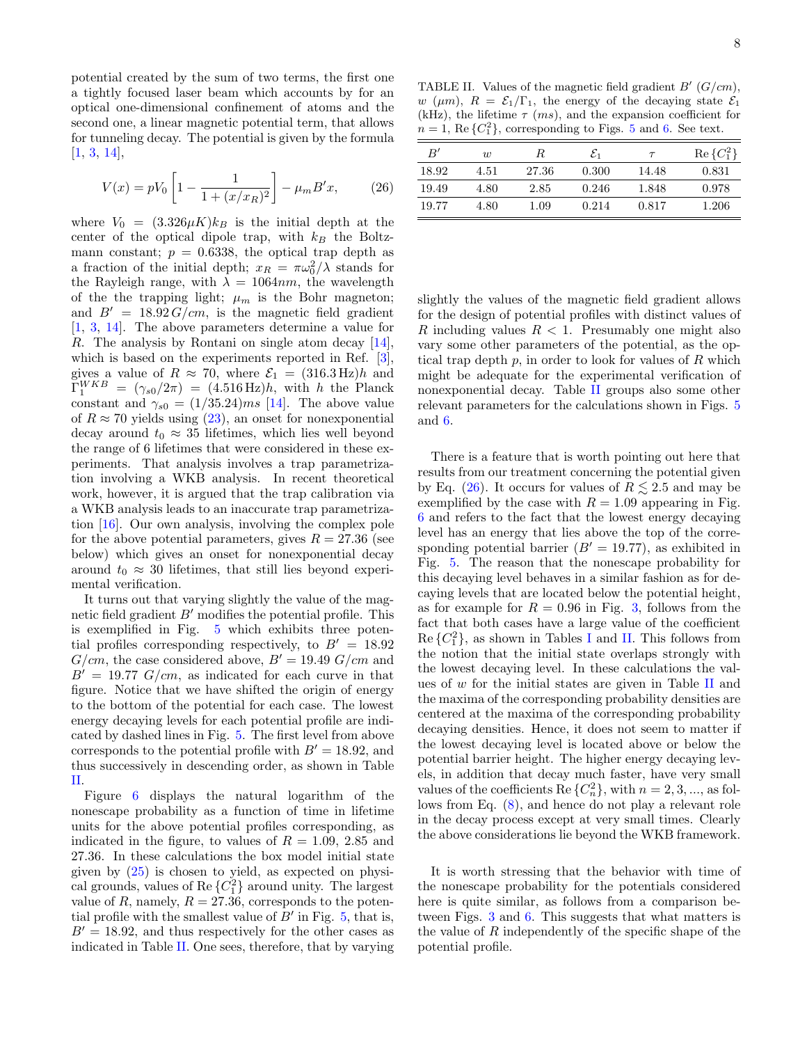potential created by the sum of two terms, the first one a tightly focused laser beam which accounts by for an optical one-dimensional confinement of atoms and the second one, a linear magnetic potential term, that allows for tunneling decay. The potential is given by the formula [1, 3, 14],

$$V(x) = pV_0\left[1 - \frac{1}{1+(x/x_R)^2}\right] - \mu_m B' x, \qquad (26)$$

where $V_0 = (3.326\mu K)k_B$ is the initial depth at the center of the optical dipole trap, with $k_B$ the Boltzmann constant; $p = 0.6338$, the optical trap depth as a fraction of the initial depth; $x_R = \pi\omega_0^2/\lambda$ stands for the Rayleigh range, with $\lambda = 1064 nm$, the wavelength of the the trapping light; $\mu_m$ is the Bohr magneton; and $B' = 18.92\, G/cm$, is the magnetic field gradient [1, 3, 14]. The above parameters determine a value for $R$. The analysis by Rontani on single atom decay [14], which is based on the experiments reported in Ref. [3], gives a value of $R \approx 70$, where $\mathcal{E}_1 = (316.3\,\text{Hz})h$ and $\Gamma_1^{WKB} = (\gamma_{s0}/2\pi) = (4.516\,\text{Hz})h$, with $h$ the Planck constant and $\gamma_{s0} = (1/35.24)ms$ [14]. The above value of $R \approx 70$ yields using (23), an onset for nonexponential decay around $t_0 \approx 35$ lifetimes, which lies well beyond the range of 6 lifetimes that were considered in these experiments. That analysis involves a trap parametrization involving a WKB analysis. In recent theoretical work, however, it is argued that the trap calibration via a WKB analysis leads to an inaccurate trap parametrization [16]. Our own analysis, involving the complex pole for the above potential parameters, gives $R = 27.36$ (see below) which gives an onset for nonexponential decay around $t_0 \approx 30$ lifetimes, that still lies beyond experimental verification.

It turns out that varying slightly the value of the magnetic field gradient $B'$ modifies the potential profile. This is exemplified in Fig. 5 which exhibits three potential profiles corresponding respectively, to $B' = 18.92$ $G/cm$, the case considered above, $B' = 19.49$ $G/cm$ and $B' = 19.77$ $G/cm$, as indicated for each curve in that figure. Notice that we have shifted the origin of energy to the bottom of the potential for each case. The lowest energy decaying levels for each potential profile are indicated by dashed lines in Fig. 5. The first level from above corresponds to the potential profile with $B' = 18.92$, and thus successively in descending order, as shown in Table II.

Figure 6 displays the natural logarithm of the nonescape probability as a function of time in lifetime units for the above potential profiles corresponding, as indicated in the figure, to values of $R = 1.09$, 2.85 and 27.36. In these calculations the box model initial state given by (25) is chosen to yield, as expected on physical grounds, values of $\text{Re}\,\{C_1^2\}$ around unity. The largest value of $R$, namely, $R = 27.36$, corresponds to the potential profile with the smallest value of $B'$ in Fig. 5, that is, $B' = 18.92$, and thus respectively for the other cases as indicated in Table II. One sees, therefore, that by varying slightly the values of the magnetic field gradient allows for the design of potential profiles with distinct values of $R$ including values $R < 1$. Presumably one might also vary some other parameters of the potential, as the optical trap depth $p$, in order to look for values of $R$ which might be adequate for the experimental verification of nonexponential decay. Table II groups also some other relevant parameters for the calculations shown in Figs. 5 and 6.

TABLE II. Values of the magnetic field gradient $B'$ ($G/cm$), $w$ ($\mu m$), $R = \mathcal{E}_1/\Gamma_1$, the energy of the decaying state $\mathcal{E}_1$ (kHz), the lifetime $\tau$ ($ms$), and the expansion coefficient for $n = 1$, $\text{Re}\,\{C_1^2\}$, corresponding to Figs. 5 and 6. See text.

| $B'$ | $w$ | $R$ | $\mathcal{E}_1$ | $\tau$ | $\text{Re}\,\{C_1^2\}$ |
|---|---|---|---|---|---|
| 18.92 | 4.51 | 27.36 | 0.300 | 14.48 | 0.831 |
| 19.49 | 4.80 | 2.85 | 0.246 | 1.848 | 0.978 |
| 19.77 | 4.80 | 1.09 | 0.214 | 0.817 | 1.206 |

There is a feature that is worth pointing out here that results from our treatment concerning the potential given by Eq. (26). It occurs for values of $R \lesssim 2.5$ and may be exemplified by the case with $R = 1.09$ appearing in Fig. 6 and refers to the fact that the lowest energy decaying level has an energy that lies above the top of the corresponding potential barrier ($B' = 19.77$), as exhibited in Fig. 5. The reason that the nonescape probability for this decaying level behaves in a similar fashion as for decaying levels that are located below the potential height, as for example for $R = 0.96$ in Fig. 3, follows from the fact that both cases have a large value of the coefficient $\text{Re}\,\{C_1^2\}$, as shown in Tables I and II. This follows from the notion that the initial state overlaps strongly with the lowest decaying level. In these calculations the values of $w$ for the initial states are given in Table II and the maxima of the corresponding probability densities are centered at the maxima of the corresponding probability decaying densities. Hence, it does not seem to matter if the lowest decaying level is located above or below the potential barrier height. The higher energy decaying levels, in addition that decay much faster, have very small values of the coefficients $\text{Re}\,\{C_n^2\}$, with $n = 2, 3, ...$, as follows from Eq. (8), and hence do not play a relevant role in the decay process except at very small times. Clearly the above considerations lie beyond the WKB framework.

It is worth stressing that the behavior with time of the nonescape probability for the potentials considered here is quite similar, as follows from a comparison between Figs. 3 and 6. This suggests that what matters is the value of $R$ independently of the specific shape of the potential profile.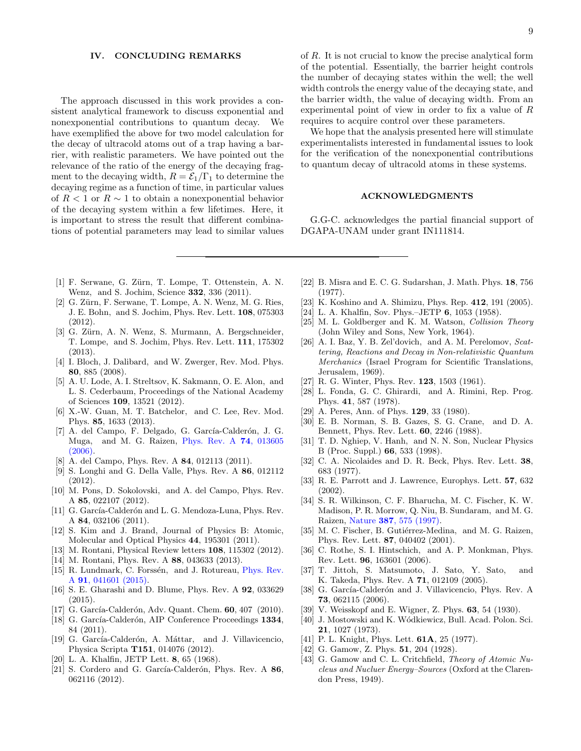## IV. CONCLUDING REMARKS

The approach discussed in this work provides a consistent analytical framework to discuss exponential and nonexponential contributions to quantum decay. We have exemplified the above for two model calculation for the decay of ultracold atoms out of a trap having a barrier, with realistic parameters. We have pointed out the relevance of the ratio of the energy of the decaying fragment to the decaying width, $R = \mathcal{E}_1/\Gamma_1$ to determine the decaying regime as a function of time, in particular values of $R < 1$ or $R \sim 1$ to obtain a nonexponential behavior of the decaying system within a few lifetimes. Here, it is important to stress the result that different combinations of potential parameters may lead to similar values of $R$. It is not crucial to know the precise analytical form of the potential. Essentially, the barrier height controls the number of decaying states within the well; the well width controls the energy value of the decaying state, and the barrier width, the value of decaying width. From an experimental point of view in order to fix a value of $R$ requires to acquire control over these parameters.

We hope that the analysis presented here will stimulate experimentalists interested in fundamental issues to look for the verification of the nonexponential contributions to quantum decay of ultracold atoms in these systems.

## ACKNOWLEDGMENTS

G.G-C. acknowledges the partial financial support of DGAPA-UNAM under grant IN111814.

---

[1] F. Serwane, G. Zürn, T. Lompe, T. Ottenstein, A. N. Wenz, and S. Jochim, Science **332**, 336 (2011).

[2] G. Zürn, F. Serwane, T. Lompe, A. N. Wenz, M. G. Ries, J. E. Bohn, and S. Jochim, Phys. Rev. Lett. **108**, 075303 (2012).

[3] G. Zürn, A. N. Wenz, S. Murmann, A. Bergschneider, T. Lompe, and S. Jochim, Phys. Rev. Lett. **111**, 175302 (2013).

[4] I. Bloch, J. Dalibard, and W. Zwerger, Rev. Mod. Phys. **80**, 885 (2008).

[5] A. U. Lode, A. I. Streltsov, K. Sakmann, O. E. Alon, and L. S. Cederbaum, Proceedings of the National Academy of Sciences **109**, 13521 (2012).

[6] X.-W. Guan, M. T. Batchelor, and C. Lee, Rev. Mod. Phys. **85**, 1633 (2013).

[7] A. del Campo, F. Delgado, G. García-Calderón, J. G. Muga, and M. G. Raizen, Phys. Rev. A **74**, 013605 (2006).

[8] A. del Campo, Phys. Rev. A **84**, 012113 (2011).

[9] S. Longhi and G. Della Valle, Phys. Rev. A **86**, 012112 (2012).

[10] M. Pons, D. Sokolovski, and A. del Campo, Phys. Rev. A **85**, 022107 (2012).

[11] G. García-Calderón and L. G. Mendoza-Luna, Phys. Rev. A **84**, 032106 (2011).

[12] S. Kim and J. Brand, Journal of Physics B: Atomic, Molecular and Optical Physics **44**, 195301 (2011).

[13] M. Rontani, Physical Review letters **108**, 115302 (2012).

[14] M. Rontani, Phys. Rev. A **88**, 043633 (2013).

[15] R. Lundmark, C. Forssén, and J. Rotureau, Phys. Rev. A **91**, 041601 (2015).

[16] S. E. Gharashi and D. Blume, Phys. Rev. A **92**, 033629 (2015).

[17] G. García-Calderón, Adv. Quant. Chem. **60**, 407 (2010).

[18] G. García-Calderón, AIP Conference Proceedings **1334**, 84 (2011).

[19] G. García-Calderón, A. Máttar, and J. Villavicencio, Physica Scripta **T151**, 014076 (2012).

[20] L. A. Khalfin, JETP Lett. **8**, 65 (1968).

[21] S. Cordero and G. García-Calderón, Phys. Rev. A **86**, 062116 (2012).

[22] B. Misra and E. C. G. Sudarshan, J. Math. Phys. **18**, 756 (1977).

[23] K. Koshino and A. Shimizu, Phys. Rep. **412**, 191 (2005).

[24] L. A. Khalfin, Sov. Phys.–JETP **6**, 1053 (1958).

[25] M. L. Goldberger and K. M. Watson, *Collision Theory* (John Wiley and Sons, New York, 1964).

[26] A. I. Baz, Y. B. Zel'dovich, and A. M. Perelomov, *Scattering, Reactions and Decay in Non-relativistic Quantum Merchanics* (Israel Program for Scientific Translations, Jerusalem, 1969).

[27] R. G. Winter, Phys. Rev. **123**, 1503 (1961).

[28] L. Fonda, G. C. Ghirardi, and A. Rimini, Rep. Prog. Phys. **41**, 587 (1978).

[29] A. Peres, Ann. of Phys. **129**, 33 (1980).

[30] E. B. Norman, S. B. Gazes, S. G. Crane, and D. A. Bennett, Phys. Rev. Lett. **60**, 2246 (1988).

[31] T. D. Nghiep, V. Hanh, and N. N. Son, Nuclear Physics B (Proc. Suppl.) **66**, 533 (1998).

[32] C. A. Nicolaides and D. R. Beck, Phys. Rev. Lett. **38**, 683 (1977).

[33] R. E. Parrott and J. Lawrence, Europhys. Lett. **57**, 632 (2002).

[34] S. R. Wilkinson, C. F. Bharucha, M. C. Fischer, K. W. Madison, P. R. Morrow, Q. Niu, B. Sundaram, and M. G. Raizen, Nature **387**, 575 (1997).

[35] M. C. Fischer, B. Gutiérrez-Medina, and M. G. Raizen, Phys. Rev. Lett. **87**, 040402 (2001).

[36] C. Rothe, S. I. Hintschich, and A. P. Monkman, Phys. Rev. Lett. **96**, 163601 (2006).

[37] T. Jittoh, S. Matsumoto, J. Sato, Y. Sato, and K. Takeda, Phys. Rev. A **71**, 012109 (2005).

[38] G. García-Calderón and J. Villavicencio, Phys. Rev. A **73**, 062115 (2006).

[39] V. Weisskopf and E. Wigner, Z. Phys. **63**, 54 (1930).

[40] J. Mostowski and K. Wódkiewicz, Bull. Acad. Polon. Sci. **21**, 1027 (1973).

[41] P. L. Knight, Phys. Lett. **61A**, 25 (1977).

[42] G. Gamow, Z. Phys. **51**, 204 (1928).

[43] G. Gamow and C. L. Critchfield, *Theory of Atomic Nucleus and Nucluer Energy–Sources* (Oxford at the Clarendon Press, 1949).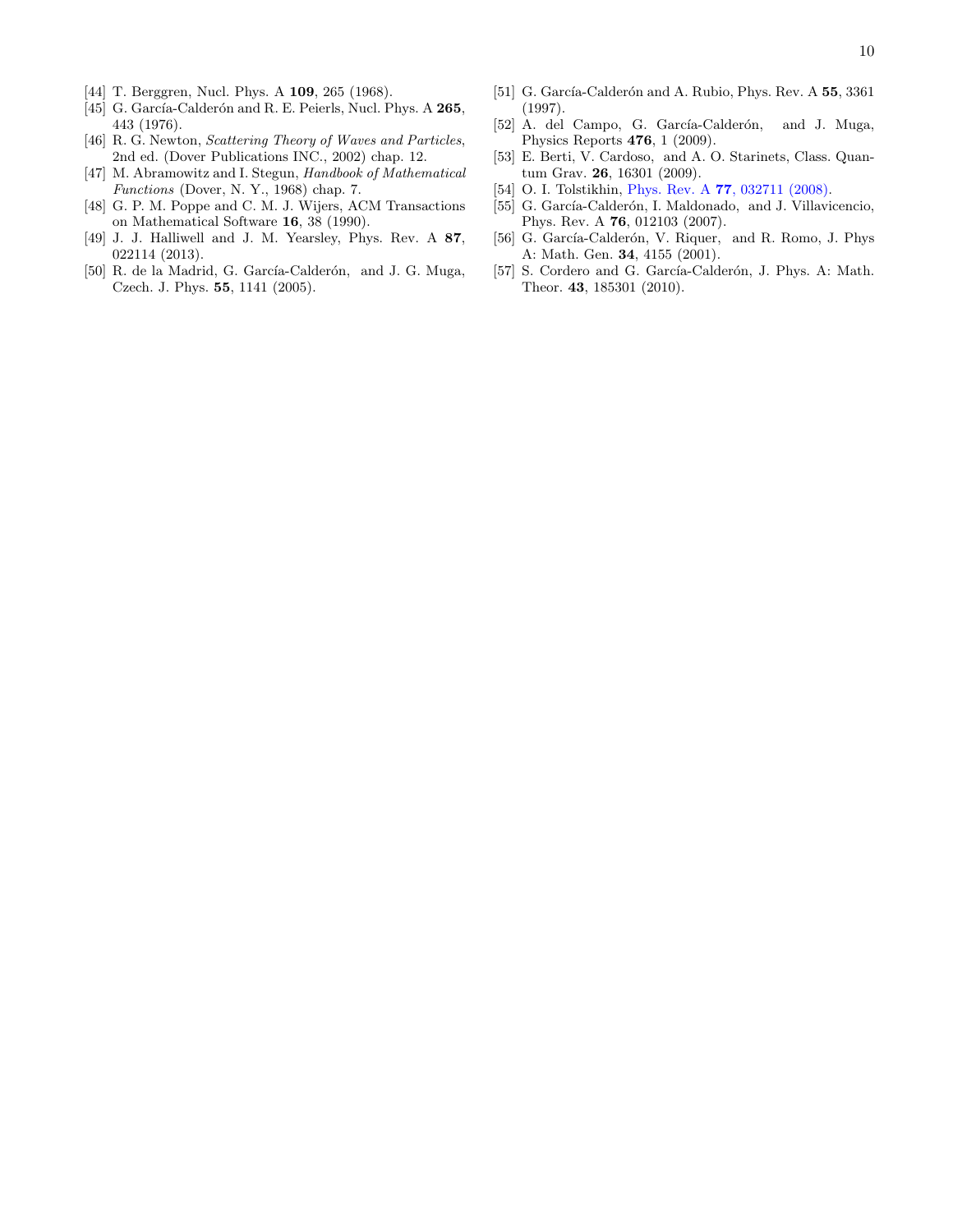[44] T. Berggren, Nucl. Phys. A **109**, 265 (1968).

[45] G. García-Calderón and R. E. Peierls, Nucl. Phys. A **265**, 443 (1976).

[46] R. G. Newton, *Scattering Theory of Waves and Particles*, 2nd ed. (Dover Publications INC., 2002) chap. 12.

[47] M. Abramowitz and I. Stegun, *Handbook of Mathematical Functions* (Dover, N. Y., 1968) chap. 7.

[48] G. P. M. Poppe and C. M. J. Wijers, ACM Transactions on Mathematical Software **16**, 38 (1990).

[49] J. J. Halliwell and J. M. Yearsley, Phys. Rev. A **87**, 022114 (2013).

[50] R. de la Madrid, G. García-Calderón, and J. G. Muga, Czech. J. Phys. **55**, 1141 (2005).

[51] G. García-Calderón and A. Rubio, Phys. Rev. A **55**, 3361 (1997).

[52] A. del Campo, G. García-Calderón, and J. Muga, Physics Reports **476**, 1 (2009).

[53] E. Berti, V. Cardoso, and A. O. Starinets, Class. Quantum Grav. **26**, 16301 (2009).

[54] O. I. Tolstikhin, Phys. Rev. A **77**, 032711 (2008).

[55] G. García-Calderón, I. Maldonado, and J. Villavicencio, Phys. Rev. A **76**, 012103 (2007).

[56] G. García-Calderón, V. Riquer, and R. Romo, J. Phys A: Math. Gen. **34**, 4155 (2001).

[57] S. Cordero and G. García-Calderón, J. Phys. A: Math. Theor. **43**, 185301 (2010).